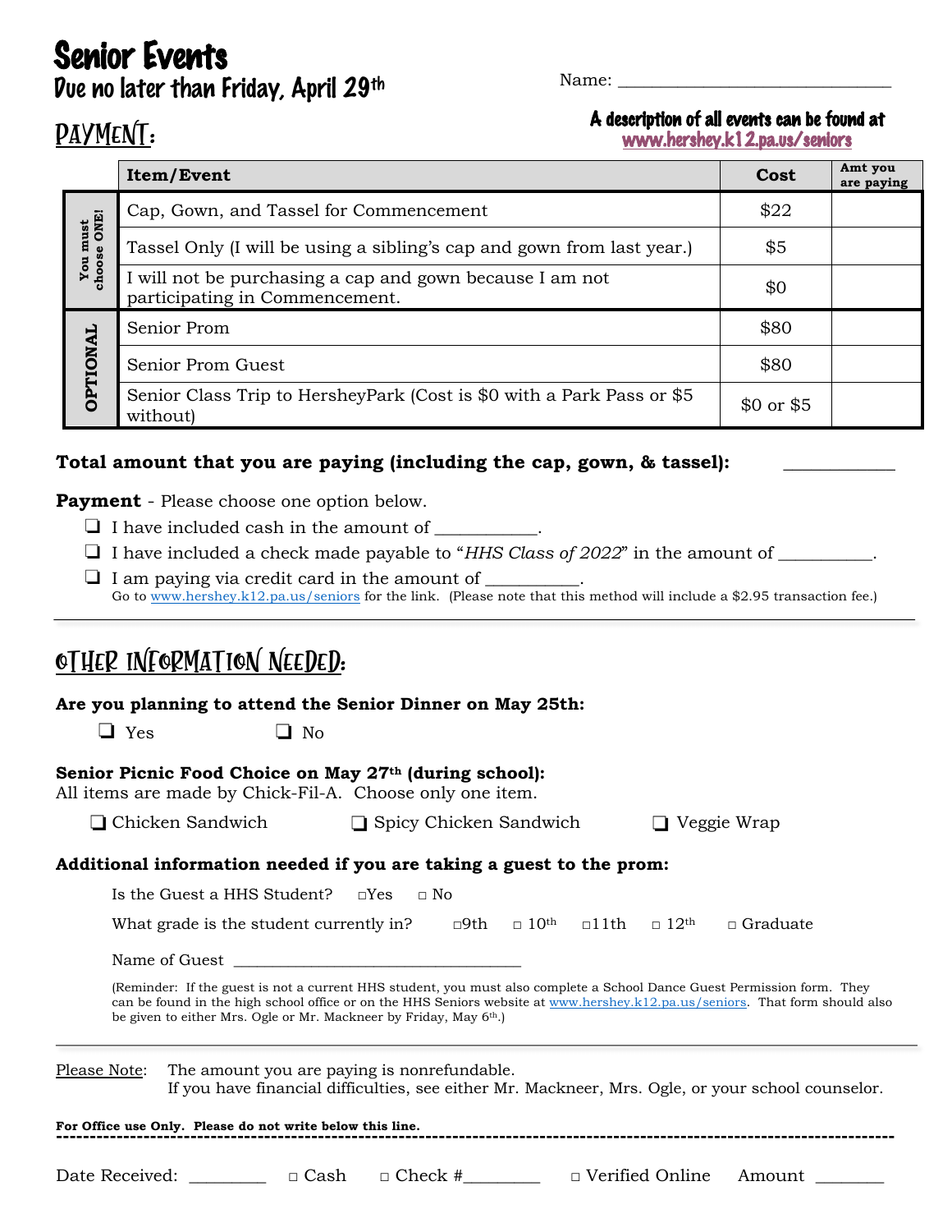# Senior Events

## Due no later than Friday, April 29th

Name: ________________________________

**A description of all events can be found at [www.hershey.k12.pa.us/seniors](www.hershey.k12.pa.us/seniors)**

## PAYMENT:

| | Item/Event | Cost | Amt you are paying |
|---|---|---|---|
| You must choose ONE! | Cap, Gown, and Tassel for Commencement | $22 | |
| | Tassel Only (I will be using a sibling's cap and gown from last year.) | $5 | |
| | I will not be purchasing a cap and gown because I am not participating in Commencement. | $0 | |
| OPTIONAL | Senior Prom | $80 | |
| | Senior Prom Guest | $80 | |
| | Senior Class Trip to HersheyPark (Cost is $0 with a Park Pass or $5 without) | $0 or $5 | |

**Total amount that you are paying (including the cap, gown, & tassel):** ___________

**Payment** - Please choose one option below.

- ❑ I have included cash in the amount of ___________.
- ❑ I have included a check made payable to "*HHS Class of 2022*" in the amount of __________.
- ❑ I am paying via credit card in the amount of __________.
  Go to www.hershey.k12.pa.us/seniors for the link. (Please note that this method will include a $2.95 transaction fee.)

---

## OTHER INFORMATION NEEDED:

**Are you planning to attend the Senior Dinner on May 25th:**

❑ Yes ❑ No

**Senior Picnic Food Choice on May 27th (during school):**
All items are made by Chick-Fil-A. Choose only one item.

❑ Chicken Sandwich ❑ Spicy Chicken Sandwich ❑ Veggie Wrap

**Additional information needed if you are taking a guest to the prom:**

Is the Guest a HHS Student? □Yes □ No

What grade is the student currently in? □9th □ 10th □11th □ 12th □ Graduate

Name of Guest ___________________________________

(Reminder: If the guest is not a current HHS student, you must also complete a School Dance Guest Permission form. They can be found in the high school office or on the HHS Seniors website at www.hershey.k12.pa.us/seniors. That form should also be given to either Mrs. Ogle or Mr. Mackneer by Friday, May 6th.)

---

Please Note: The amount you are paying is nonrefundable.
If you have financial difficulties, see either Mr. Mackneer, Mrs. Ogle, or your school counselor.

**For Office use Only. Please do not write below this line.**

---

Date Received: _________ □ Cash □ Check #_________ □ Verified Online Amount ________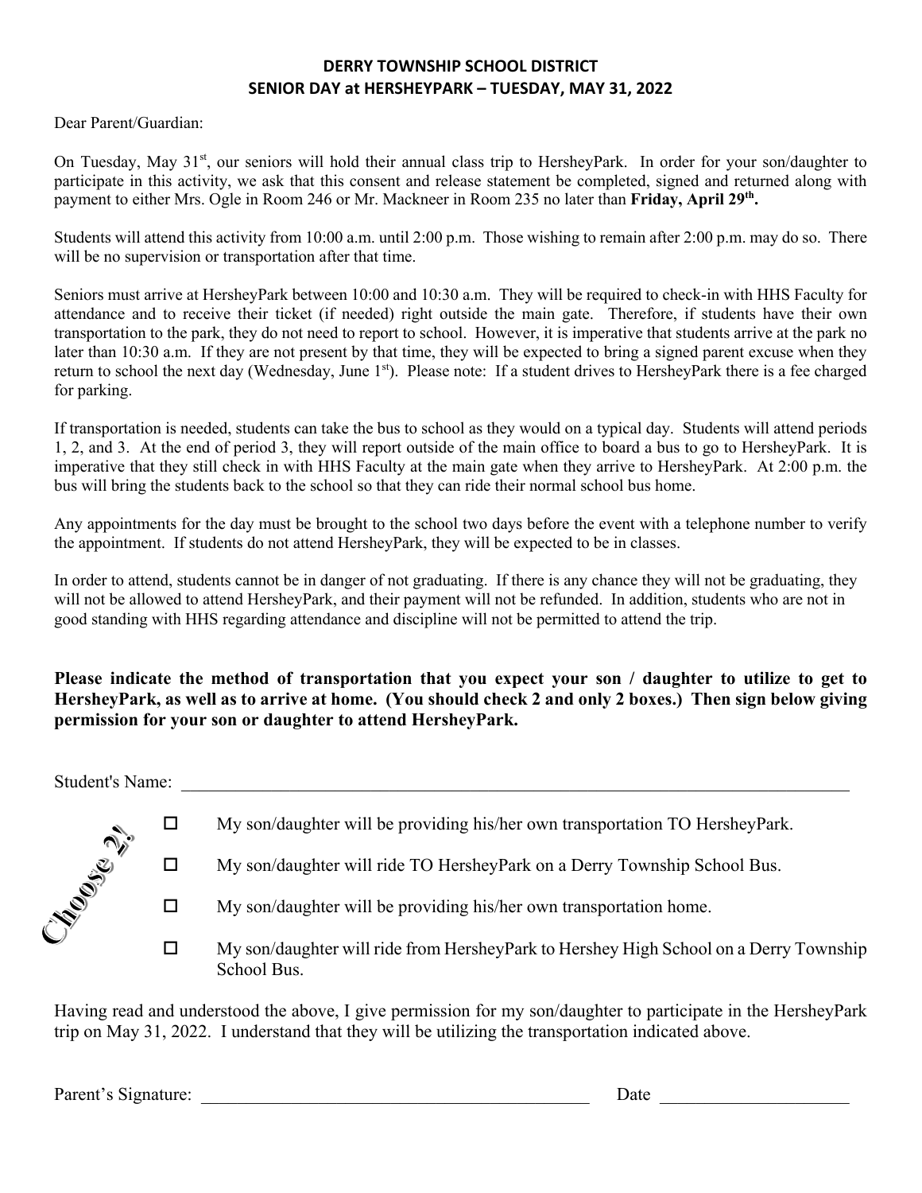**DERRY TOWNSHIP SCHOOL DISTRICT**
**SENIOR DAY at HERSHEYPARK – TUESDAY, MAY 31, 2022**

Dear Parent/Guardian:

On Tuesday, May 31st, our seniors will hold their annual class trip to HersheyPark. In order for your son/daughter to participate in this activity, we ask that this consent and release statement be completed, signed and returned along with payment to either Mrs. Ogle in Room 246 or Mr. Mackneer in Room 235 no later than **Friday, April 29th.**

Students will attend this activity from 10:00 a.m. until 2:00 p.m. Those wishing to remain after 2:00 p.m. may do so. There will be no supervision or transportation after that time.

Seniors must arrive at HersheyPark between 10:00 and 10:30 a.m. They will be required to check-in with HHS Faculty for attendance and to receive their ticket (if needed) right outside the main gate. Therefore, if students have their own transportation to the park, they do not need to report to school. However, it is imperative that students arrive at the park no later than 10:30 a.m. If they are not present by that time, they will be expected to bring a signed parent excuse when they return to school the next day (Wednesday, June 1st). Please note: If a student drives to HersheyPark there is a fee charged for parking.

If transportation is needed, students can take the bus to school as they would on a typical day. Students will attend periods 1, 2, and 3. At the end of period 3, they will report outside of the main office to board a bus to go to HersheyPark. It is imperative that they still check in with HHS Faculty at the main gate when they arrive to HersheyPark. At 2:00 p.m. the bus will bring the students back to the school so that they can ride their normal school bus home.

Any appointments for the day must be brought to the school two days before the event with a telephone number to verify the appointment. If students do not attend HersheyPark, they will be expected to be in classes.

In order to attend, students cannot be in danger of not graduating. If there is any chance they will not be graduating, they will not be allowed to attend HersheyPark, and their payment will not be refunded. In addition, students who are not in good standing with HHS regarding attendance and discipline will not be permitted to attend the trip.

**Please indicate the method of transportation that you expect your son / daughter to utilize to get to HersheyPark, as well as to arrive at home. (You should check 2 and only 2 boxes.) Then sign below giving permission for your son or daughter to attend HersheyPark.**

Student's Name: ______________________________________________

Choose 2!

- ☐ My son/daughter will be providing his/her own transportation TO HersheyPark.
- ☐ My son/daughter will ride TO HersheyPark on a Derry Township School Bus.
- ☐ My son/daughter will be providing his/her own transportation home.
- ☐ My son/daughter will ride from HersheyPark to Hershey High School on a Derry Township School Bus.

Having read and understood the above, I give permission for my son/daughter to participate in the HersheyPark trip on May 31, 2022. I understand that they will be utilizing the transportation indicated above.

Parent's Signature: ______________________________ Date ____________________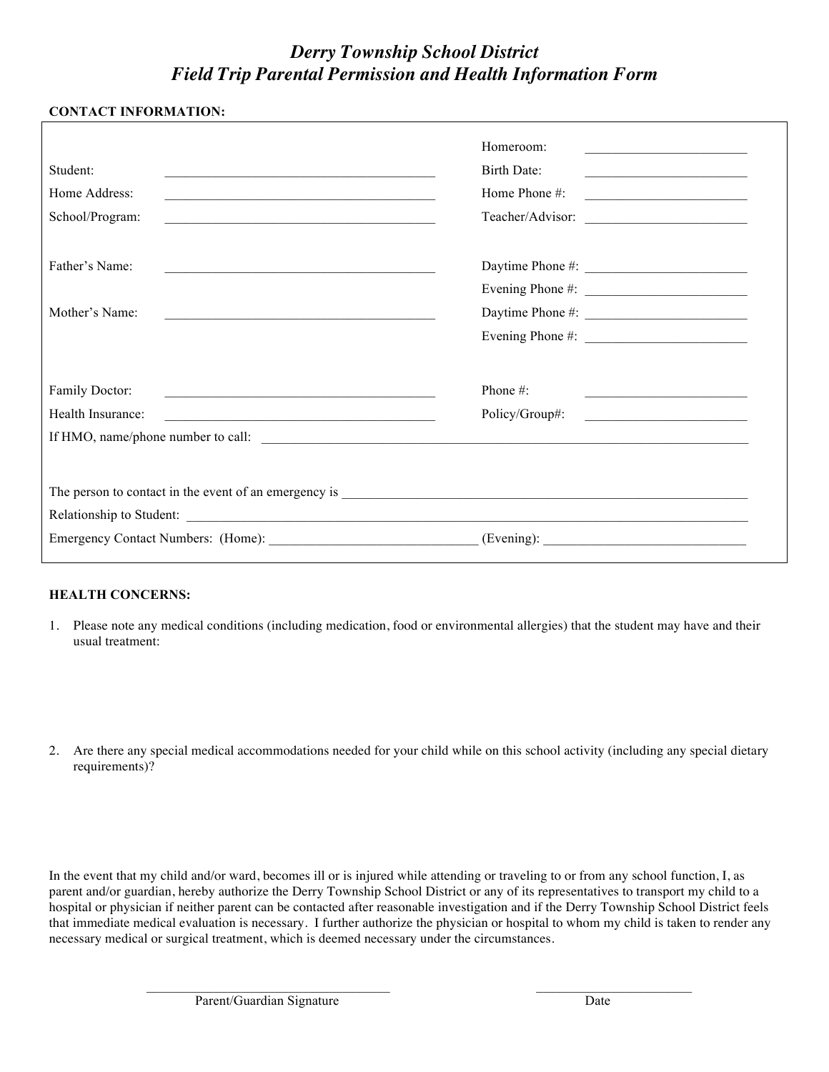# *Derry Township School District*
# *Field Trip Parental Permission and Health Information Form*

**CONTACT INFORMATION:**

| | | | |
|---|---|---|---|
| | | Homeroom: | ______________________ |
| Student: | ______________________________________ | Birth Date: | ______________________ |
| Home Address: | ______________________________________ | Home Phone #: | ______________________ |
| School/Program: | ______________________________________ | Teacher/Advisor: | ______________________ |
| Father's Name: | ______________________________________ | Daytime Phone #: | ______________________ |
| | | Evening Phone #: | ______________________ |
| Mother's Name: | ______________________________________ | Daytime Phone #: | ______________________ |
| | | Evening Phone #: | ______________________ |
| Family Doctor: | ______________________________________ | Phone #: | ______________________ |
| Health Insurance: | ______________________________________ | Policy/Group#: | ______________________ |

If HMO, name/phone number to call: ____________________________________________________________________

The person to contact in the event of an emergency is ___________________________________________________

Relationship to Student: ______________________________________________________________________

Emergency Contact Numbers: (Home): ____________________________ (Evening): ____________________________

**HEALTH CONCERNS:**

1. Please note any medical conditions (including medication, food or environmental allergies) that the student may have and their usual treatment:

2. Are there any special medical accommodations needed for your child while on this school activity (including any special dietary requirements)?

In the event that my child and/or ward, becomes ill or is injured while attending or traveling to or from any school function, I, as parent and/or guardian, hereby authorize the Derry Township School District or any of its representatives to transport my child to a hospital or physician if neither parent can be contacted after reasonable investigation and if the Derry Township School District feels that immediate medical evaluation is necessary. I further authorize the physician or hospital to whom my child is taken to render any necessary medical or surgical treatment, which is deemed necessary under the circumstances.

_________________________________ Parent/Guardian Signature

_______________________ Date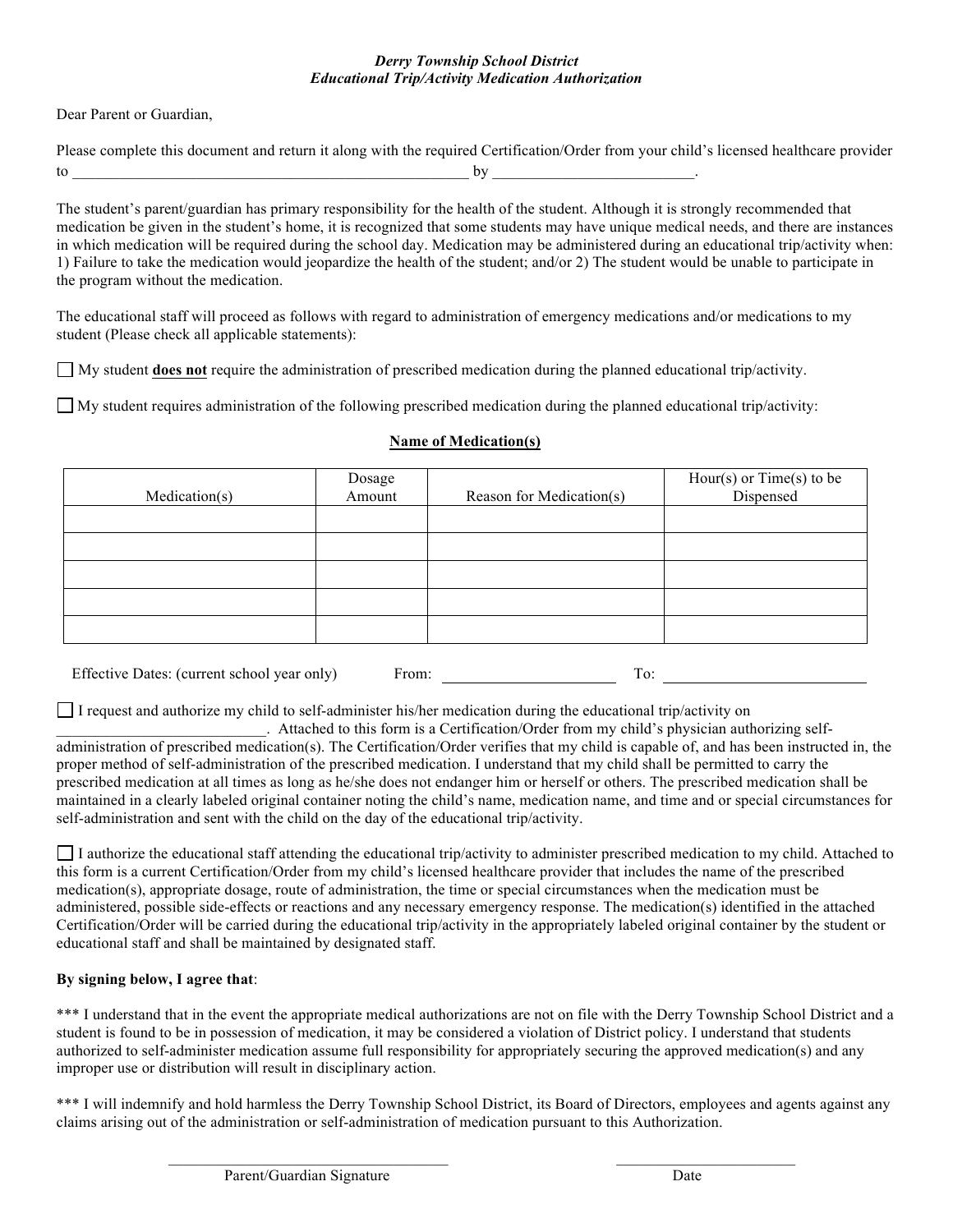***Derry Township School District***
***Educational Trip/Activity Medication Authorization***

Dear Parent or Guardian,

Please complete this document and return it along with the required Certification/Order from your child's licensed healthcare provider to _____________________________________________________ by __________________________.

The student's parent/guardian has primary responsibility for the health of the student. Although it is strongly recommended that medication be given in the student's home, it is recognized that some students may have unique medical needs, and there are instances in which medication will be required during the school day. Medication may be administered during an educational trip/activity when: 1) Failure to take the medication would jeopardize the health of the student; and/or 2) The student would be unable to participate in the program without the medication.

The educational staff will proceed as follows with regard to administration of emergency medications and/or medications to my student (Please check all applicable statements):

☐ My student **does not** require the administration of prescribed medication during the planned educational trip/activity.

☐ My student requires administration of the following prescribed medication during the planned educational trip/activity:

**Name of Medication(s)**

| Medication(s) | Dosage Amount | Reason for Medication(s) | Hour(s) or Time(s) to be Dispensed |
|---|---|---|---|
| | | | |
| | | | |
| | | | |
| | | | |
| | | | |

Effective Dates: (current school year only) From: ______________________ To: ________________________

☐ I request and authorize my child to self-administer his/her medication during the educational trip/activity on ___________________________. Attached to this form is a Certification/Order from my child's physician authorizing self-administration of prescribed medication(s). The Certification/Order verifies that my child is capable of, and has been instructed in, the proper method of self-administration of the prescribed medication. I understand that my child shall be permitted to carry the prescribed medication at all times as long as he/she does not endanger him or herself or others. The prescribed medication shall be maintained in a clearly labeled original container noting the child's name, medication name, and time and or special circumstances for self-administration and sent with the child on the day of the educational trip/activity.

☐ I authorize the educational staff attending the educational trip/activity to administer prescribed medication to my child. Attached to this form is a current Certification/Order from my child's licensed healthcare provider that includes the name of the prescribed medication(s), appropriate dosage, route of administration, the time or special circumstances when the medication must be administered, possible side-effects or reactions and any necessary emergency response. The medication(s) identified in the attached Certification/Order will be carried during the educational trip/activity in the appropriately labeled original container by the student or educational staff and shall be maintained by designated staff.

**By signing below, I agree that**:

*** I understand that in the event the appropriate medical authorizations are not on file with the Derry Township School District and a student is found to be in possession of medication, it may be considered a violation of District policy. I understand that students authorized to self-administer medication assume full responsibility for appropriately securing the approved medication(s) and any improper use or distribution will result in disciplinary action.

*** I will indemnify and hold harmless the Derry Township School District, its Board of Directors, employees and agents against any claims arising out of the administration or self-administration of medication pursuant to this Authorization.

___________________________________ ________________________
Parent/Guardian Signature Date